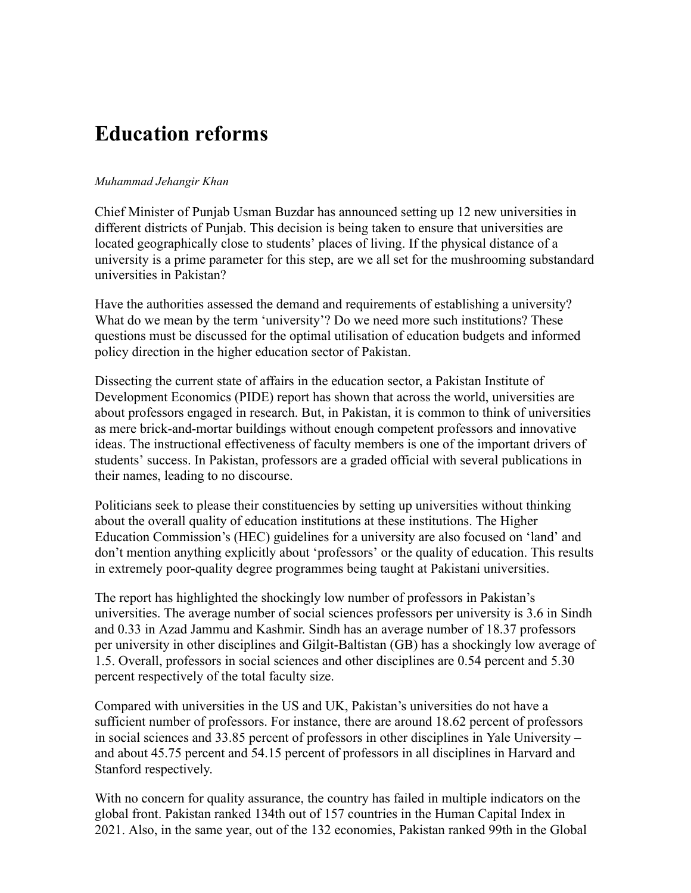# Education reforms

*Muhammad Jehangir Khan*

Chief Minister of Punjab Usman Buzdar has announced setting up 12 new universities in different districts of Punjab. This decision is being taken to ensure that universities are located geographically close to students' places of living. If the physical distance of a university is a prime parameter for this step, are we all set for the mushrooming substandard universities in Pakistan?

Have the authorities assessed the demand and requirements of establishing a university? What do we mean by the term 'university'? Do we need more such institutions? These questions must be discussed for the optimal utilisation of education budgets and informed policy direction in the higher education sector of Pakistan.

Dissecting the current state of affairs in the education sector, a Pakistan Institute of Development Economics (PIDE) report has shown that across the world, universities are about professors engaged in research. But, in Pakistan, it is common to think of universities as mere brick-and-mortar buildings without enough competent professors and innovative ideas. The instructional effectiveness of faculty members is one of the important drivers of students' success. In Pakistan, professors are a graded official with several publications in their names, leading to no discourse.

Politicians seek to please their constituencies by setting up universities without thinking about the overall quality of education institutions at these institutions. The Higher Education Commission's (HEC) guidelines for a university are also focused on 'land' and don't mention anything explicitly about 'professors' or the quality of education. This results in extremely poor-quality degree programmes being taught at Pakistani universities.

The report has highlighted the shockingly low number of professors in Pakistan's universities. The average number of social sciences professors per university is 3.6 in Sindh and 0.33 in Azad Jammu and Kashmir. Sindh has an average number of 18.37 professors per university in other disciplines and Gilgit-Baltistan (GB) has a shockingly low average of 1.5. Overall, professors in social sciences and other disciplines are 0.54 percent and 5.30 percent respectively of the total faculty size.

Compared with universities in the US and UK, Pakistan's universities do not have a sufficient number of professors. For instance, there are around 18.62 percent of professors in social sciences and 33.85 percent of professors in other disciplines in Yale University – and about 45.75 percent and 54.15 percent of professors in all disciplines in Harvard and Stanford respectively.

With no concern for quality assurance, the country has failed in multiple indicators on the global front. Pakistan ranked 134th out of 157 countries in the Human Capital Index in 2021. Also, in the same year, out of the 132 economies, Pakistan ranked 99th in the Global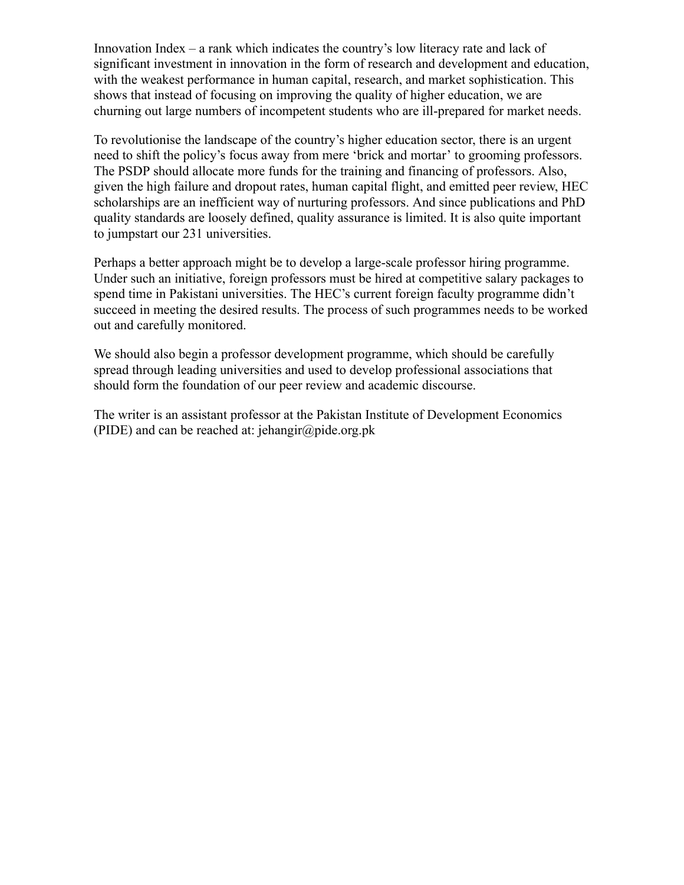Innovation Index – a rank which indicates the country's low literacy rate and lack of significant investment in innovation in the form of research and development and education, with the weakest performance in human capital, research, and market sophistication. This shows that instead of focusing on improving the quality of higher education, we are churning out large numbers of incompetent students who are ill-prepared for market needs.

To revolutionise the landscape of the country's higher education sector, there is an urgent need to shift the policy's focus away from mere 'brick and mortar' to grooming professors. The PSDP should allocate more funds for the training and financing of professors. Also, given the high failure and dropout rates, human capital flight, and emitted peer review, HEC scholarships are an inefficient way of nurturing professors. And since publications and PhD quality standards are loosely defined, quality assurance is limited. It is also quite important to jumpstart our 231 universities.

Perhaps a better approach might be to develop a large-scale professor hiring programme. Under such an initiative, foreign professors must be hired at competitive salary packages to spend time in Pakistani universities. The HEC's current foreign faculty programme didn't succeed in meeting the desired results. The process of such programmes needs to be worked out and carefully monitored.

We should also begin a professor development programme, which should be carefully spread through leading universities and used to develop professional associations that should form the foundation of our peer review and academic discourse.

The writer is an assistant professor at the Pakistan Institute of Development Economics (PIDE) and can be reached at: jehangir@pide.org.pk